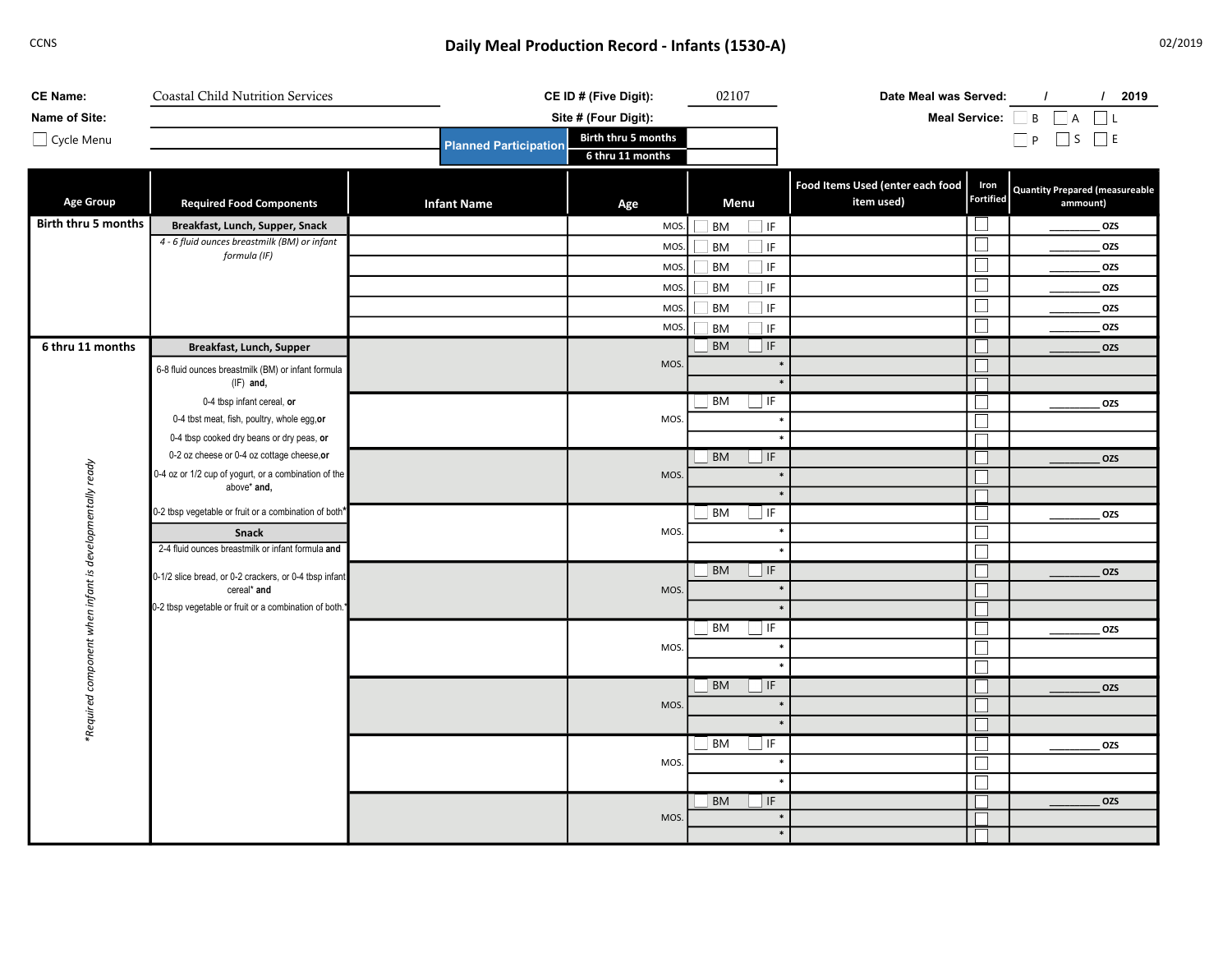CCNS

# Daily Meal Production Record - Infants (1530-A)

02/2019

**CE Name:** Coastal Child Nutrition Services  **CE ID # (Five Digit):** 02107  **Date Meal was Served:** / / 2019

**Name of Site:**  **Site # (Four Digit):**  **Meal Service:** ☐ B ☐ A ☐ L ☐ P ☐ S ☐ E

☐ Cycle Menu

| Planned Participation | |
|---|---|
| Birth thru 5 months | |
| 6 thru 11 months | |

| Age Group | Required Food Components | Infant Name | Age | Menu | Food Items Used (enter each food item used) | Iron Fortified | Quantity Prepared (measureable ammount) |
|---|---|---|---|---|---|---|---|
| Birth thru 5 months | **Breakfast, Lunch, Supper, Snack** | | MOS. | ☐ BM ☐ IF | | ☐ | ________ OZS |
| | *4 - 6 fluid ounces breastmilk (BM) or infant formula (IF)* | | MOS. | ☐ BM ☐ IF | | ☐ | ________ OZS |
| | | | MOS. | ☐ BM ☐ IF | | ☐ | ________ OZS |
| | | | MOS. | ☐ BM ☐ IF | | ☐ | ________ OZS |
| | | | MOS. | ☐ BM ☐ IF | | ☐ | ________ OZS |
| | | | MOS. | ☐ BM ☐ IF | | ☐ | ________ OZS |
| 6 thru 11 months | **Breakfast, Lunch, Supper** | | MOS. | ☐ BM ☐ IF | | ☐ | ________ OZS |
| | 6-8 fluid ounces breastmilk (BM) or infant formula (IF) **and,** | | | * | | ☐ | |
| | 0-4 tbsp infant cereal, **or** | | | * | | ☐ | |
| | 0-4 tbst meat, fish, poultry, whole egg,**or** | | MOS. | ☐ BM ☐ IF | | ☐ | ________ OZS |
| | 0-4 tbsp cooked dry beans or dry peas, **or** | | | * | | ☐ | |
| | 0-2 oz cheese or 0-4 oz cottage cheese,**or** | | | * | | ☐ | |
| | 0-4 oz or 1/2 cup of yogurt, or a combination of the above* **and,** | | MOS. | ☐ BM ☐ IF | | ☐ | ________ OZS |
| | 0-2 tbsp vegetable or fruit or a combination of both* | | | * | | ☐ | |
| | **Snack** | | | * | | ☐ | |
| | 2-4 fluid ounces breastmilk or infant formula **and** | | MOS. | ☐ BM ☐ IF | | ☐ | ________ OZS |
| | 0-1/2 slice bread, or 0-2 crackers, or 0-4 tbsp infant cereal* **and** | | | * | | ☐ | |
| | 0-2 tbsp vegetable or fruit or a combination of both.* | | | * | | ☐ | |
| | | | MOS. | ☐ BM ☐ IF | | ☐ | ________ OZS |
| | | | | * | | ☐ | |
| | | | | * | | ☐ | |
| | | | MOS. | ☐ BM ☐ IF | | ☐ | ________ OZS |
| | | | | * | | ☐ | |
| | | | | * | | ☐ | |
| | | | MOS. | ☐ BM ☐ IF | | ☐ | ________ OZS |
| | | | | * | | ☐ | |
| | | | | * | | ☐ | |
| | | | MOS. | ☐ BM ☐ IF | | ☐ | ________ OZS |
| | | | | * | | ☐ | |
| | | | | * | | ☐ | |
| | | | MOS. | ☐ BM ☐ IF | | ☐ | ________ OZS |
| | | | | * | | ☐ | |
| | | | | * | | ☐ | |

*Required component when infant is developmentally ready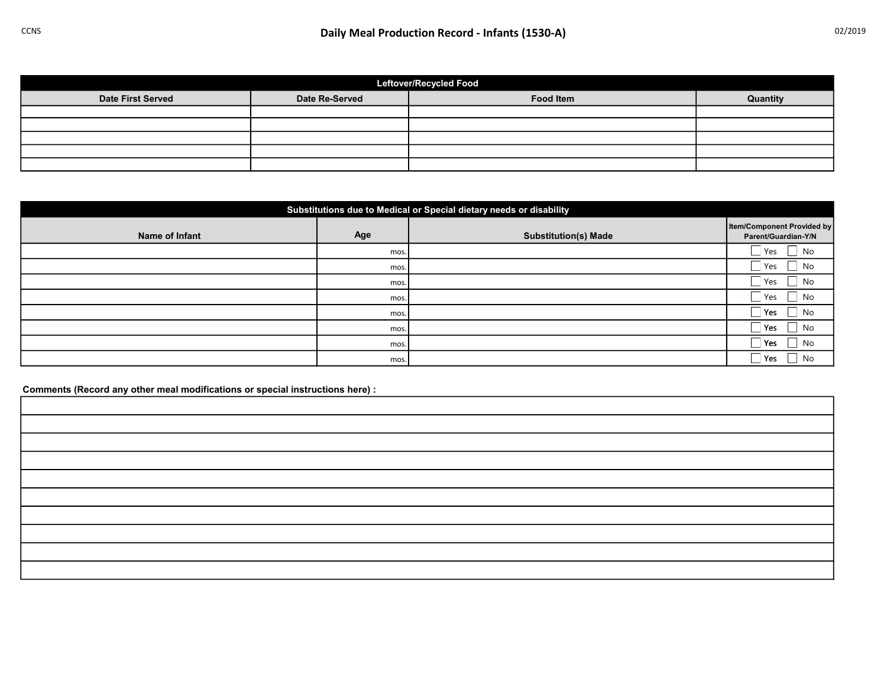# Daily Meal Production Record - Infants (1530-A)

| Leftover/Recycled Food | | | |
|---|---|---|---|
| **Date First Served** | **Date Re-Served** | **Food Item** | **Quantity** |
| | | | |
| | | | |
| | | | |
| | | | |
| | | | |

| Substitutions due to Medical or Special dietary needs or disability | | | |
|---|---|---|---|
| **Name of Infant** | **Age** | **Substitution(s) Made** | **Item/Component Provided by Parent/Guardian-Y/N** |
| | mos. | | ☐ Yes ☐ No |
| | mos. | | ☐ Yes ☐ No |
| | mos. | | ☐ Yes ☐ No |
| | mos. | | ☐ Yes ☐ No |
| | mos. | | ☐ Yes ☐ No |
| | mos. | | ☐ Yes ☐ No |
| | mos. | | ☐ Yes ☐ No |
| | mos. | | ☐ Yes ☐ No |

**Comments (Record any other meal modifications or special instructions here) :**

| |
|---|
| |
| |
| |
| |
| |
| |
| |
| |
| |
| |